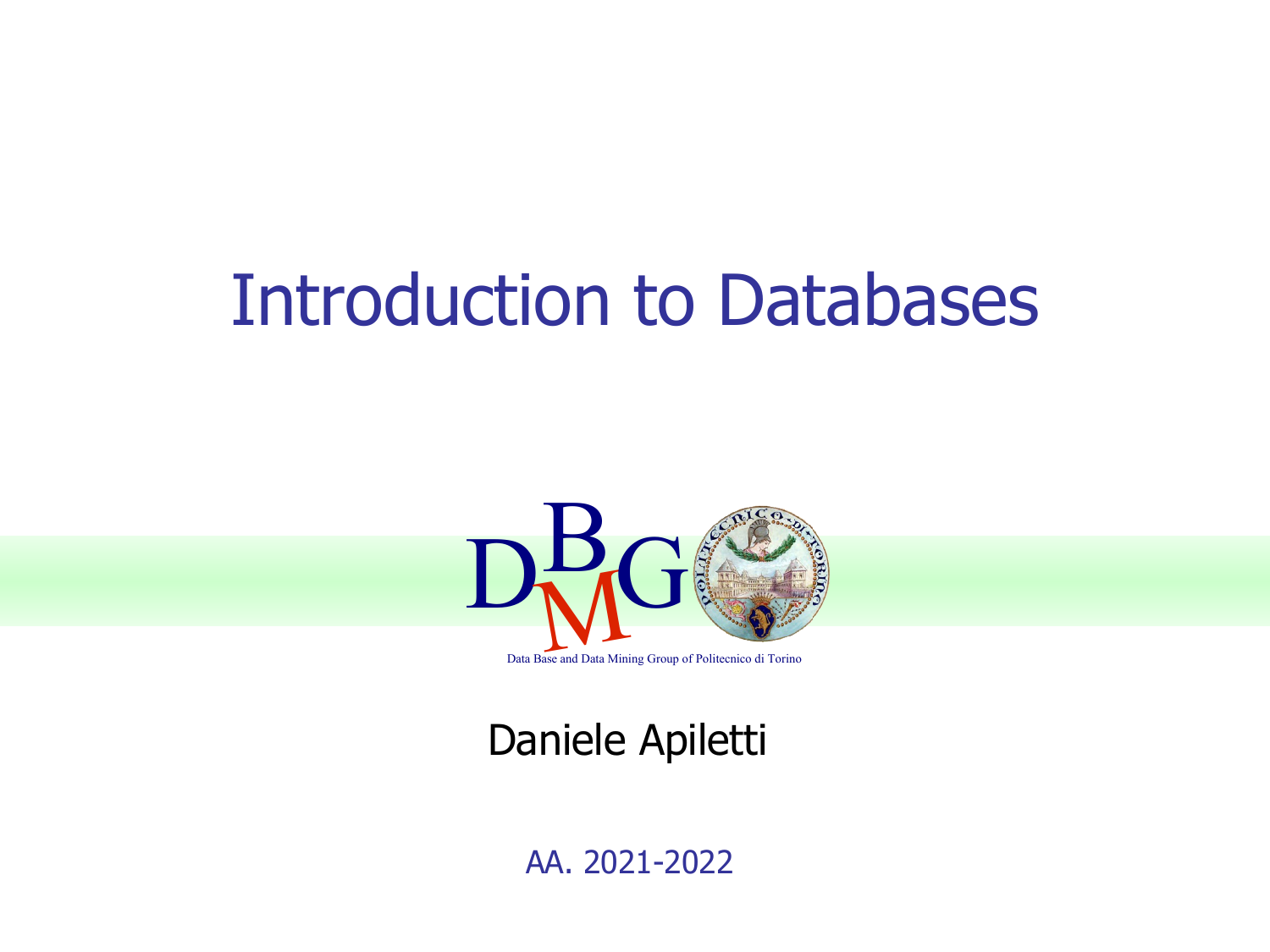# Introduction to Databases

Data Base and Data Mining Group of Politecnico di Torino

Daniele Apiletti

AA. 2021-2022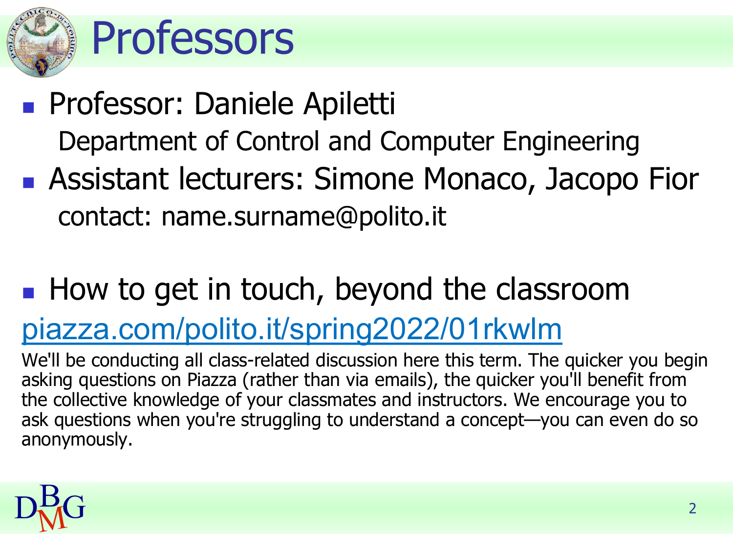# Professors

- Professor: Daniele Apiletti

  Department of Control and Computer Engineering

- Assistant lecturers: Simone Monaco, Jacopo Fior

  contact: name.surname@polito.it

- How to get in touch, beyond the classroom

[piazza.com/polito.it/spring2022/01rkwlm](piazza.com/polito.it/spring2022/01rkwlm)

We'll be conducting all class-related discussion here this term. The quicker you begin asking questions on Piazza (rather than via emails), the quicker you'll benefit from the collective knowledge of your classmates and instructors. We encourage you to ask questions when you're struggling to understand a concept—you can even do so anonymously.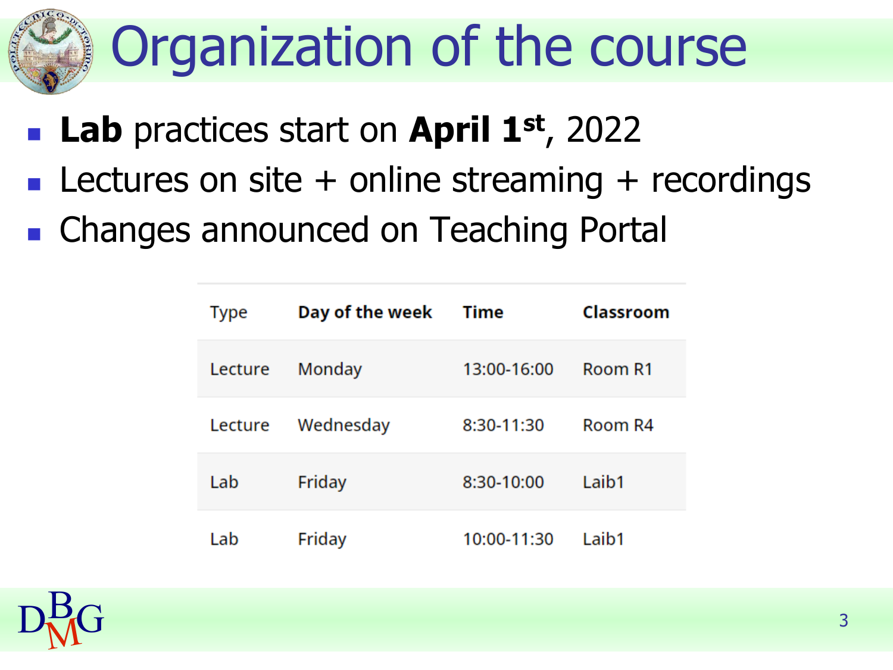# Organization of the course

- **Lab** practices start on **April 1st**, 2022
- Lectures on site + online streaming + recordings
- Changes announced on Teaching Portal

| Type | **Day of the week** | **Time** | **Classroom** |
|---|---|---|---|
| Lecture | Monday | 13:00-16:00 | Room R1 |
| Lecture | Wednesday | 8:30-11:30 | Room R4 |
| Lab | Friday | 8:30-10:00 | Laib1 |
| Lab | Friday | 10:00-11:30 | Laib1 |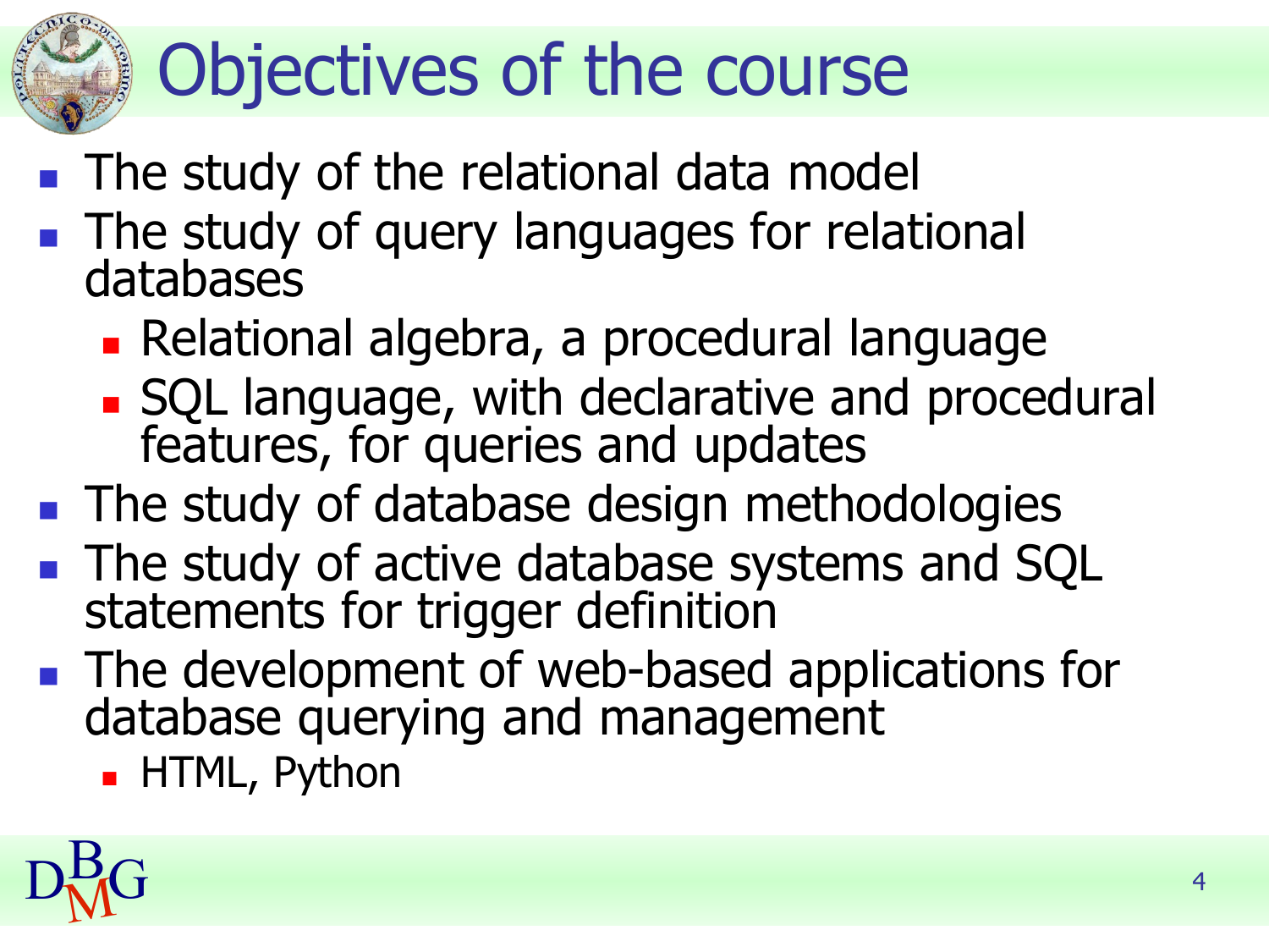# Objectives of the course

- The study of the relational data model
- The study of query languages for relational databases
  - Relational algebra, a procedural language
  - SQL language, with declarative and procedural features, for queries and updates
- The study of database design methodologies
- The study of active database systems and SQL statements for trigger definition
- The development of web-based applications for database querying and management
  - HTML, Python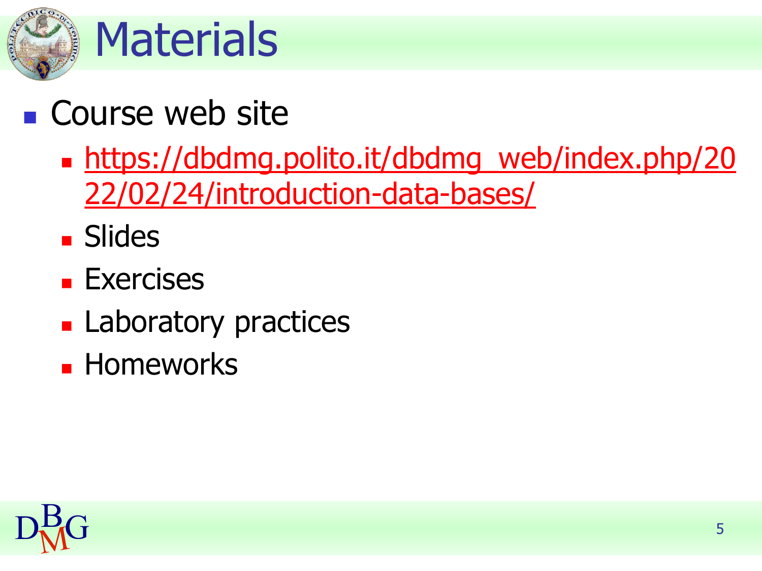# Materials

- Course web site
  - [https://dbdmg.polito.it/dbdmg_web/index.php/2022/02/24/introduction-data-bases/](https://dbdmg.polito.it/dbdmg_web/index.php/2022/02/24/introduction-data-bases/)
  - Slides
  - Exercises
  - Laboratory practices
  - Homeworks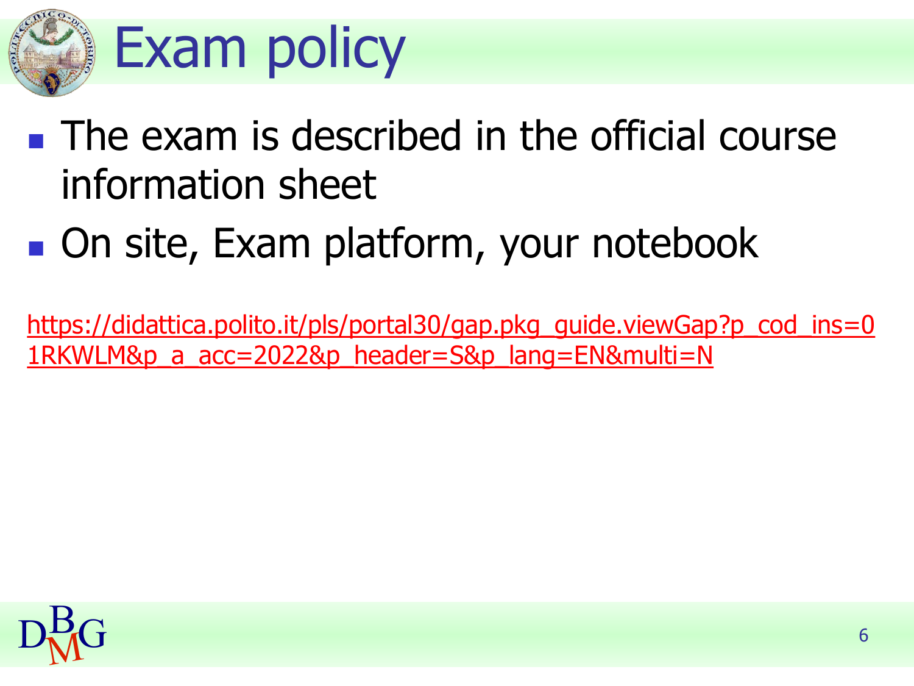# Exam policy

- The exam is described in the official course information sheet
- On site, Exam platform, your notebook

https://didattica.polito.it/pls/portal30/gap.pkg_guide.viewGap?p_cod_ins=01RKWLM&p_a_acc=2022&p_header=S&p_lang=EN&multi=N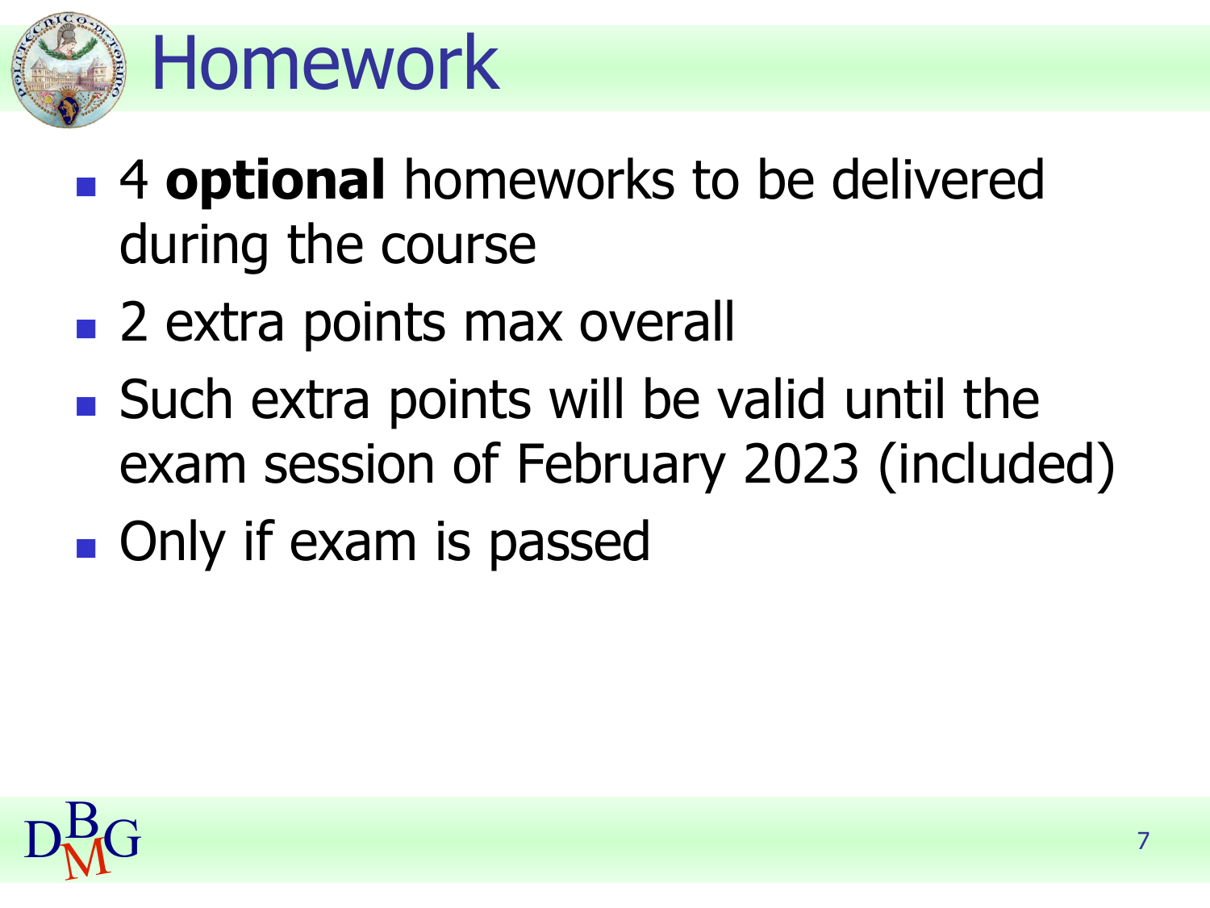# Homework

- 4 **optional** homeworks to be delivered during the course
- 2 extra points max overall
- Such extra points will be valid until the exam session of February 2023 (included)
- Only if exam is passed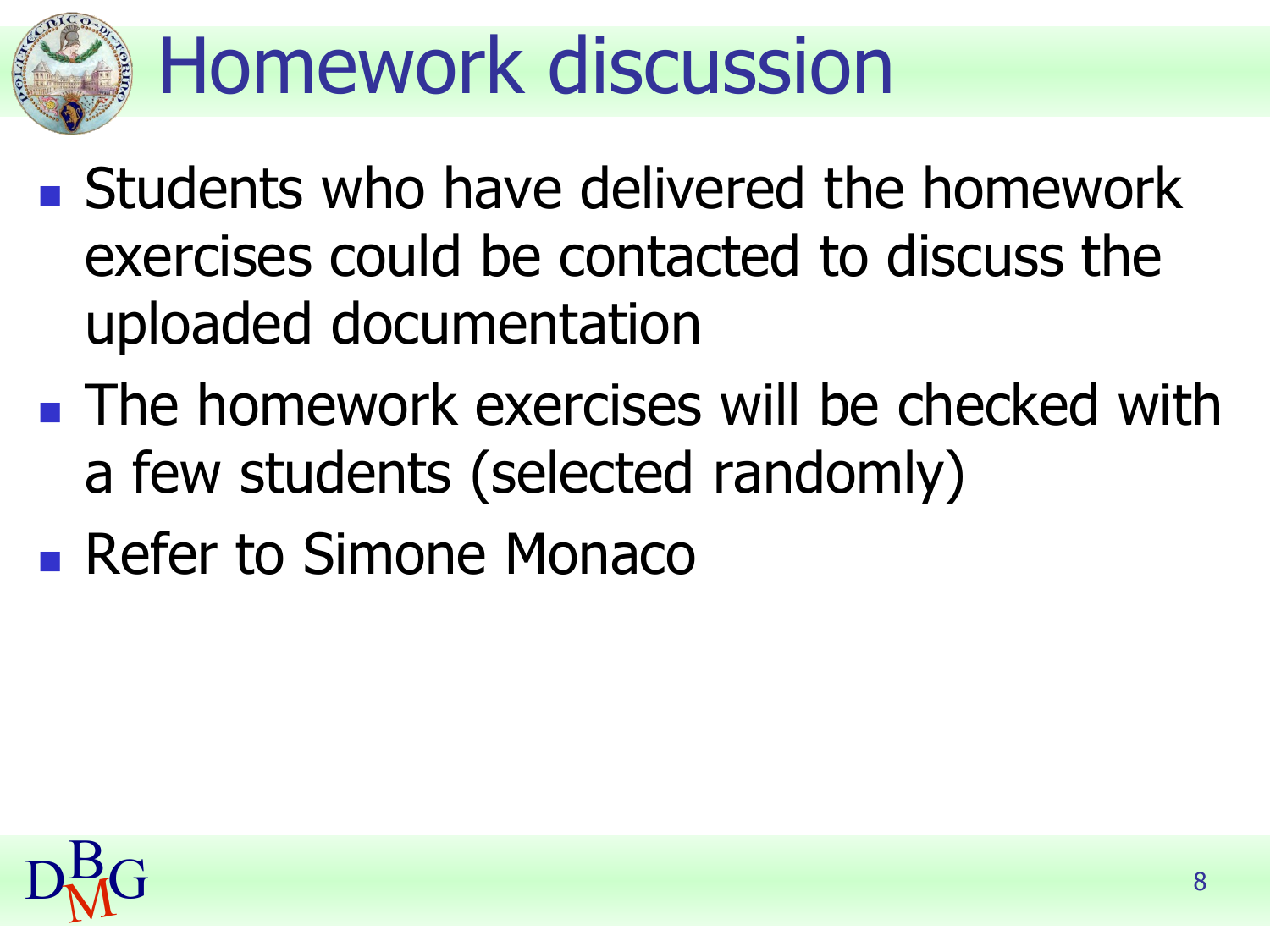# Homework discussion

- Students who have delivered the homework exercises could be contacted to discuss the uploaded documentation
- The homework exercises will be checked with a few students (selected randomly)
- Refer to Simone Monaco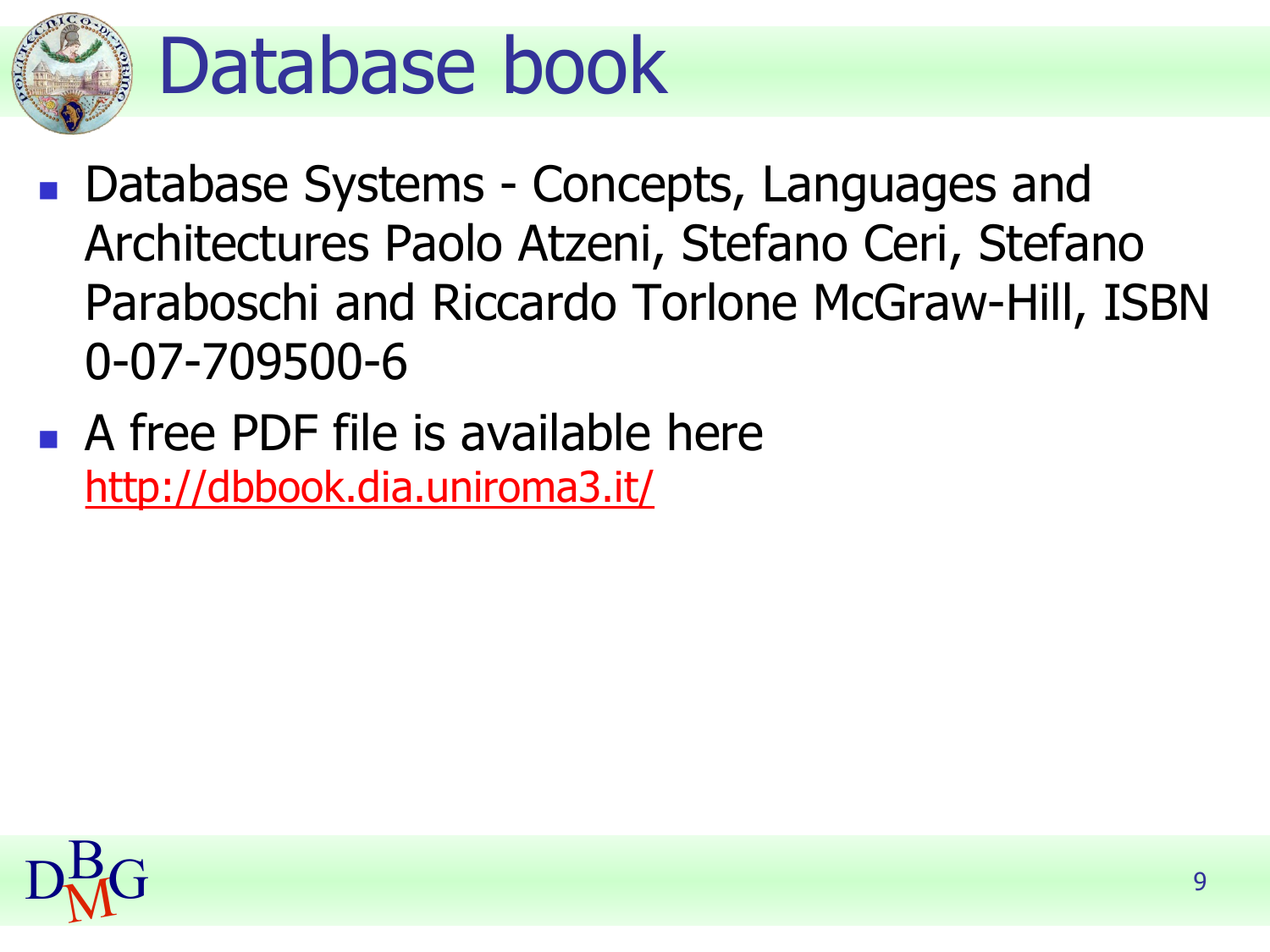# Database book

- Database Systems - Concepts, Languages and Architectures Paolo Atzeni, Stefano Ceri, Stefano Paraboschi and Riccardo Torlone McGraw-Hill, ISBN 0-07-709500-6
- A free PDF file is available here [http://dbbook.dia.uniroma3.it/](http://dbbook.dia.uniroma3.it/)